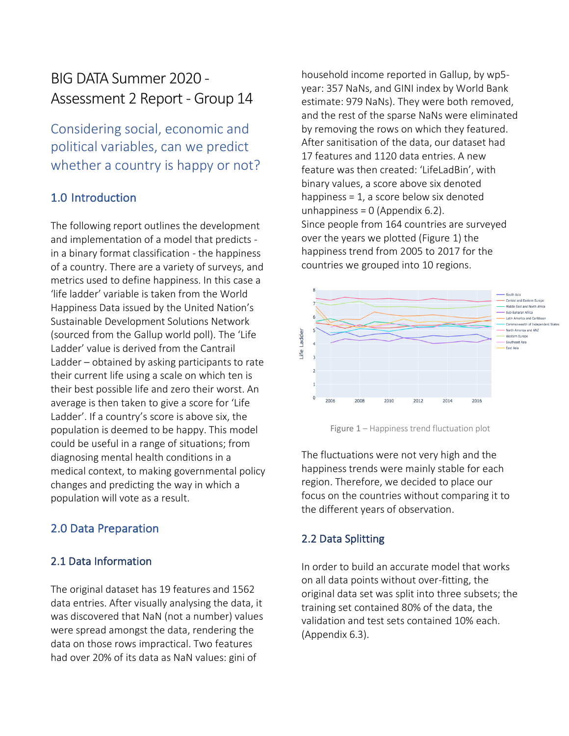# BIG DATA Summer 2020 - Assessment 2 Report - Group 14

## Considering social, economic and political variables, can we predict whether a country is happy or not?

## 1.0 Introduction

The following report outlines the development and implementation of a model that predicts - in a binary format classification - the happiness of a country. There are a variety of surveys, and metrics used to define happiness. In this case a 'life ladder' variable is taken from the World Happiness Data issued by the United Nation's Sustainable Development Solutions Network (sourced from the Gallup world poll). The 'Life Ladder' value is derived from the Cantrail Ladder – obtained by asking participants to rate their current life using a scale on which ten is their best possible life and zero their worst. An average is then taken to give a score for 'Life Ladder'. If a country's score is above six, the population is deemed to be happy. This model could be useful in a range of situations; from diagnosing mental health conditions in a medical context, to making governmental policy changes and predicting the way in which a population will vote as a result.

## 2.0 Data Preparation

### 2.1 Data Information

The original dataset has 19 features and 1562 data entries. After visually analysing the data, it was discovered that NaN (not a number) values were spread amongst the data, rendering the data on those rows impractical. Two features had over 20% of its data as NaN values: gini of household income reported in Gallup, by wp5-year: 357 NaNs, and GINI index by World Bank estimate: 979 NaNs). They were both removed, and the rest of the sparse NaNs were eliminated by removing the rows on which they featured. After sanitisation of the data, our dataset had 17 features and 1120 data entries. A new feature was then created: 'LifeLadBin', with binary values, a score above six denoted happiness = 1, a score below six denoted unhappiness = 0 (Appendix 6.2).
Since people from 164 countries are surveyed over the years we plotted (Figure 1) the happiness trend from 2005 to 2017 for the countries we grouped into 10 regions.

Figure 1 – Happiness trend fluctuation plot

The fluctuations were not very high and the happiness trends were mainly stable for each region. Therefore, we decided to place our focus on the countries without comparing it to the different years of observation.

### 2.2 Data Splitting

In order to build an accurate model that works on all data points without over-fitting, the original data set was split into three subsets; the training set contained 80% of the data, the validation and test sets contained 10% each. (Appendix 6.3).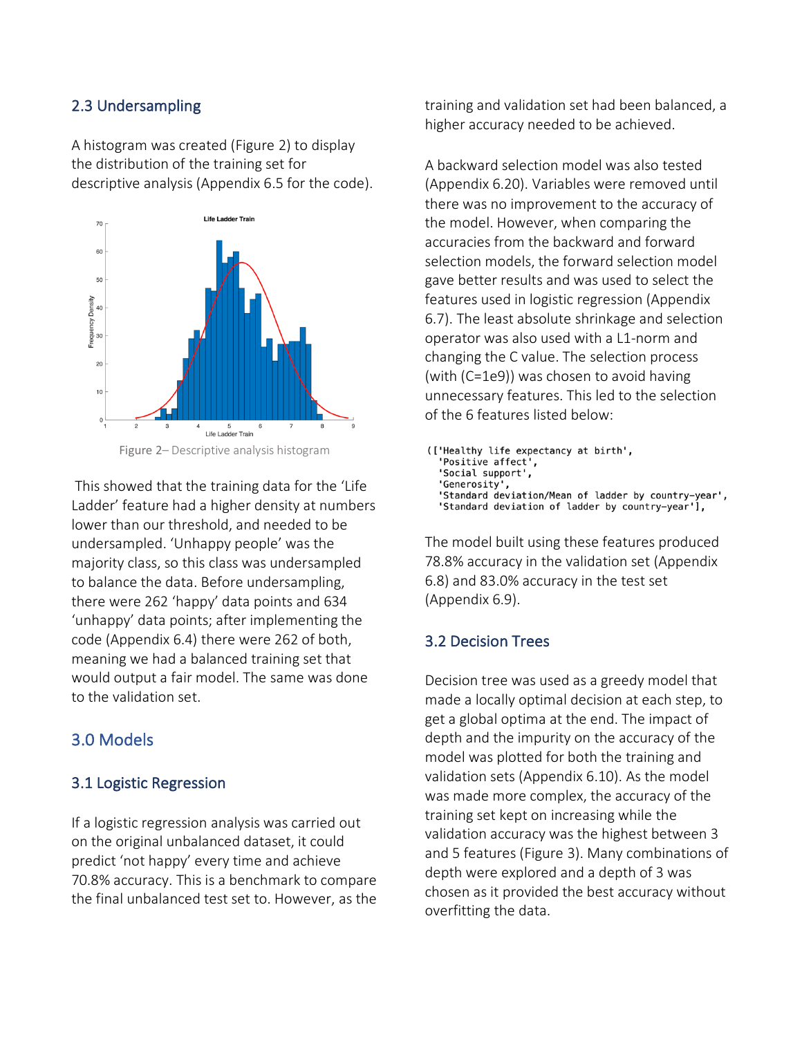### 2.3 Undersampling

A histogram was created (Figure 2) to display the distribution of the training set for descriptive analysis (Appendix 6.5 for the code).

Figure 2– Descriptive analysis histogram

This showed that the training data for the 'Life Ladder' feature had a higher density at numbers lower than our threshold, and needed to be undersampled. 'Unhappy people' was the majority class, so this class was undersampled to balance the data. Before undersampling, there were 262 'happy' data points and 634 'unhappy' data points; after implementing the code (Appendix 6.4) there were 262 of both, meaning we had a balanced training set that would output a fair model. The same was done to the validation set.

## 3.0 Models

### 3.1 Logistic Regression

If a logistic regression analysis was carried out on the original unbalanced dataset, it could predict 'not happy' every time and achieve 70.8% accuracy. This is a benchmark to compare the final unbalanced test set to. However, as the training and validation set had been balanced, a higher accuracy needed to be achieved.

A backward selection model was also tested (Appendix 6.20). Variables were removed until there was no improvement to the accuracy of the model. However, when comparing the accuracies from the backward and forward selection models, the forward selection model gave better results and was used to select the features used in logistic regression (Appendix 6.7). The least absolute shrinkage and selection operator was also used with a L1-norm and changing the C value. The selection process (with (C=1e9)) was chosen to avoid having unnecessary features. This led to the selection of the 6 features listed below:

```
(['Healthy life expectancy at birth',
  'Positive affect',
  'Social support',
  'Generosity',
  'Standard deviation/Mean of ladder by country-year',
  'Standard deviation of ladder by country-year'],
```

The model built using these features produced 78.8% accuracy in the validation set (Appendix 6.8) and 83.0% accuracy in the test set (Appendix 6.9).

### 3.2 Decision Trees

Decision tree was used as a greedy model that made a locally optimal decision at each step, to get a global optima at the end. The impact of depth and the impurity on the accuracy of the model was plotted for both the training and validation sets (Appendix 6.10). As the model was made more complex, the accuracy of the training set kept on increasing while the validation accuracy was the highest between 3 and 5 features (Figure 3). Many combinations of depth were explored and a depth of 3 was chosen as it provided the best accuracy without overfitting the data.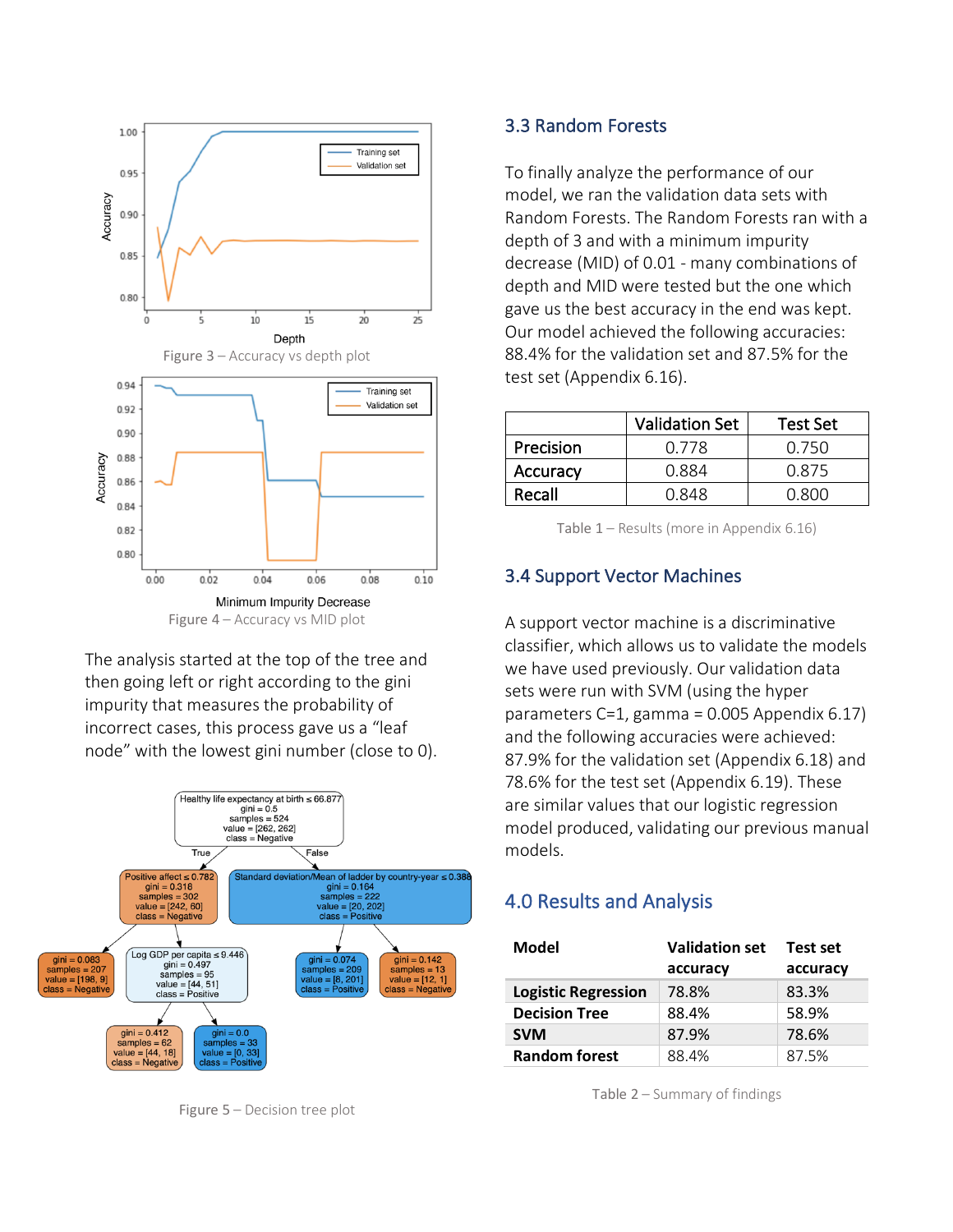Figure 3 – Accuracy vs depth plot

Figure 4 – Accuracy vs MID plot

The analysis started at the top of the tree and then going left or right according to the gini impurity that measures the probability of incorrect cases, this process gave us a "leaf node" with the lowest gini number (close to 0).

Figure 5 – Decision tree plot

## 3.3 Random Forests

To finally analyze the performance of our model, we ran the validation data sets with Random Forests. The Random Forests ran with a depth of 3 and with a minimum impurity decrease (MID) of 0.01 - many combinations of depth and MID were tested but the one which gave us the best accuracy in the end was kept. Our model achieved the following accuracies: 88.4% for the validation set and 87.5% for the test set (Appendix 6.16).

| | Validation Set | Test Set |
|---|---|---|
| Precision | 0.778 | 0.750 |
| Accuracy | 0.884 | 0.875 |
| Recall | 0.848 | 0.800 |

Table 1 – Results (more in Appendix 6.16)

## 3.4 Support Vector Machines

A support vector machine is a discriminative classifier, which allows us to validate the models we have used previously. Our validation data sets were run with SVM (using the hyper parameters C=1, gamma = 0.005 Appendix 6.17) and the following accuracies were achieved: 87.9% for the validation set (Appendix 6.18) and 78.6% for the test set (Appendix 6.19). These are similar values that our logistic regression model produced, validating our previous manual models.

## 4.0 Results and Analysis

| Model | Validation set accuracy | Test set accuracy |
|---|---|---|
| **Logistic Regression** | 78.8% | 83.3% |
| **Decision Tree** | 88.4% | 58.9% |
| **SVM** | 87.9% | 78.6% |
| **Random forest** | 88.4% | 87.5% |

Table 2 – Summary of findings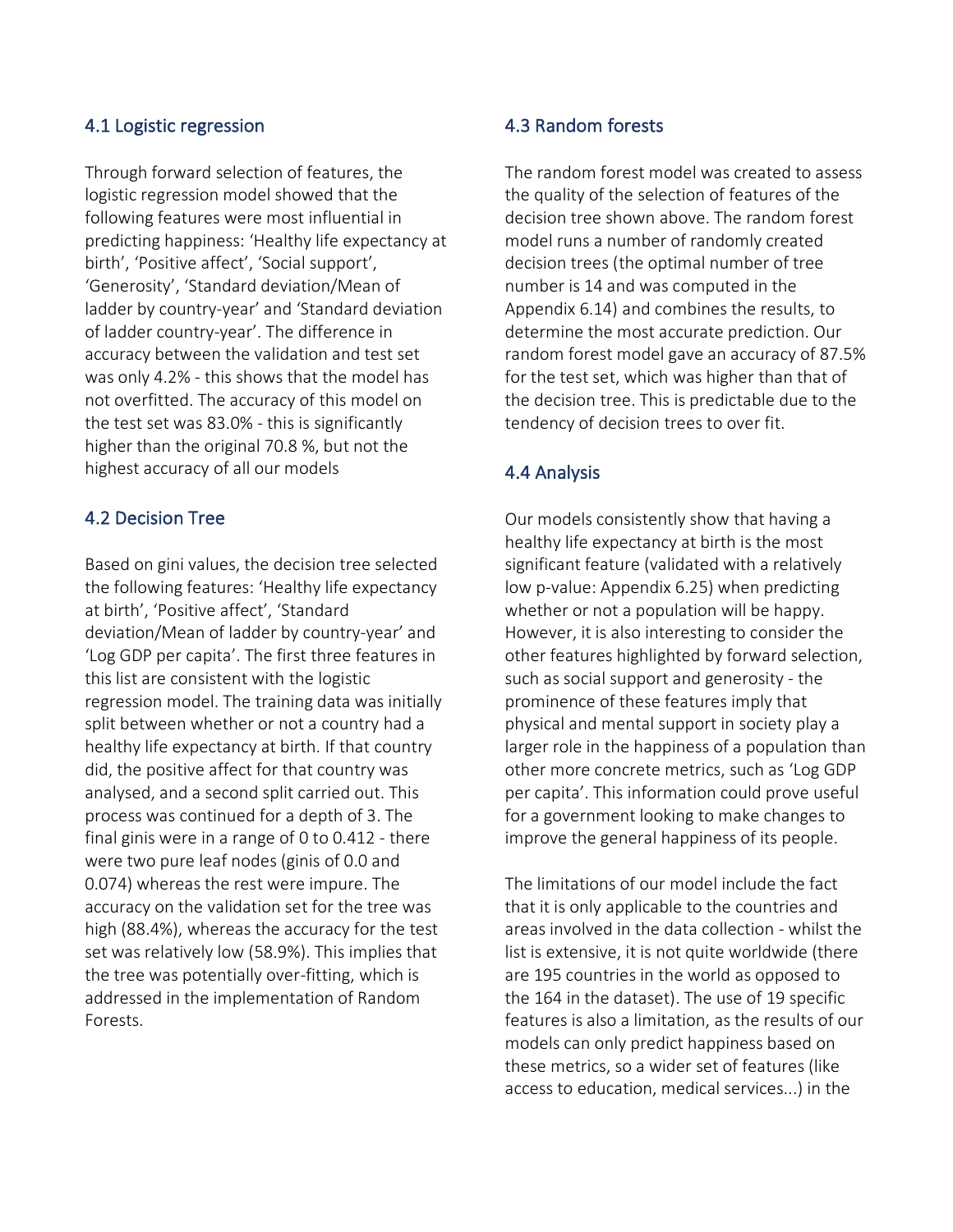### 4.1 Logistic regression

Through forward selection of features, the logistic regression model showed that the following features were most influential in predicting happiness: 'Healthy life expectancy at birth', 'Positive affect', 'Social support', 'Generosity', 'Standard deviation/Mean of ladder by country-year' and 'Standard deviation of ladder country-year'. The difference in accuracy between the validation and test set was only 4.2% - this shows that the model has not overfitted. The accuracy of this model on the test set was 83.0% - this is significantly higher than the original 70.8 %, but not the highest accuracy of all our models

### 4.2 Decision Tree

Based on gini values, the decision tree selected the following features: 'Healthy life expectancy at birth', 'Positive affect', 'Standard deviation/Mean of ladder by country-year' and 'Log GDP per capita'. The first three features in this list are consistent with the logistic regression model. The training data was initially split between whether or not a country had a healthy life expectancy at birth. If that country did, the positive affect for that country was analysed, and a second split carried out. This process was continued for a depth of 3. The final ginis were in a range of 0 to 0.412 - there were two pure leaf nodes (ginis of 0.0 and 0.074) whereas the rest were impure. The accuracy on the validation set for the tree was high (88.4%), whereas the accuracy for the test set was relatively low (58.9%). This implies that the tree was potentially over-fitting, which is addressed in the implementation of Random Forests.

### 4.3 Random forests

The random forest model was created to assess the quality of the selection of features of the decision tree shown above. The random forest model runs a number of randomly created decision trees (the optimal number of tree number is 14 and was computed in the Appendix 6.14) and combines the results, to determine the most accurate prediction. Our random forest model gave an accuracy of 87.5% for the test set, which was higher than that of the decision tree. This is predictable due to the tendency of decision trees to over fit.

### 4.4 Analysis

Our models consistently show that having a healthy life expectancy at birth is the most significant feature (validated with a relatively low p-value: Appendix 6.25) when predicting whether or not a population will be happy. However, it is also interesting to consider the other features highlighted by forward selection, such as social support and generosity - the prominence of these features imply that physical and mental support in society play a larger role in the happiness of a population than other more concrete metrics, such as 'Log GDP per capita'. This information could prove useful for a government looking to make changes to improve the general happiness of its people.

The limitations of our model include the fact that it is only applicable to the countries and areas involved in the data collection - whilst the list is extensive, it is not quite worldwide (there are 195 countries in the world as opposed to the 164 in the dataset). The use of 19 specific features is also a limitation, as the results of our models can only predict happiness based on these metrics, so a wider set of features (like access to education, medical services...) in the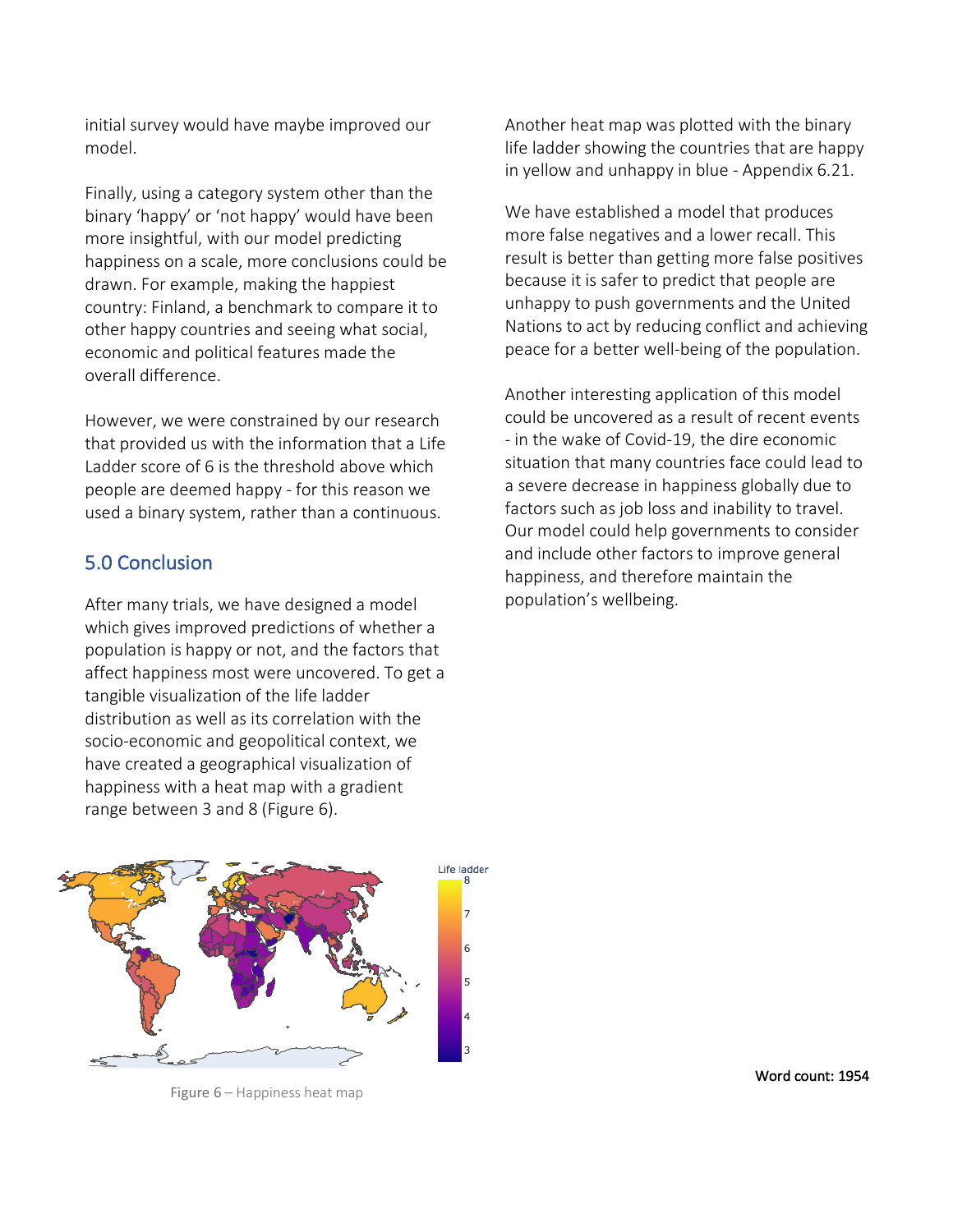initial survey would have maybe improved our model.

Finally, using a category system other than the binary 'happy' or 'not happy' would have been more insightful, with our model predicting happiness on a scale, more conclusions could be drawn. For example, making the happiest country: Finland, a benchmark to compare it to other happy countries and seeing what social, economic and political features made the overall difference.

However, we were constrained by our research that provided us with the information that a Life Ladder score of 6 is the threshold above which people are deemed happy - for this reason we used a binary system, rather than a continuous.

## 5.0 Conclusion

After many trials, we have designed a model which gives improved predictions of whether a population is happy or not, and the factors that affect happiness most were uncovered. To get a tangible visualization of the life ladder distribution as well as its correlation with the socio-economic and geopolitical context, we have created a geographical visualization of happiness with a heat map with a gradient range between 3 and 8 (Figure 6).

Figure 6 – Happiness heat map

Another heat map was plotted with the binary life ladder showing the countries that are happy in yellow and unhappy in blue - Appendix 6.21.

We have established a model that produces more false negatives and a lower recall. This result is better than getting more false positives because it is safer to predict that people are unhappy to push governments and the United Nations to act by reducing conflict and achieving peace for a better well-being of the population.

Another interesting application of this model could be uncovered as a result of recent events - in the wake of Covid-19, the dire economic situation that many countries face could lead to a severe decrease in happiness globally due to factors such as job loss and inability to travel. Our model could help governments to consider and include other factors to improve general happiness, and therefore maintain the population's wellbeing.

Word count: 1954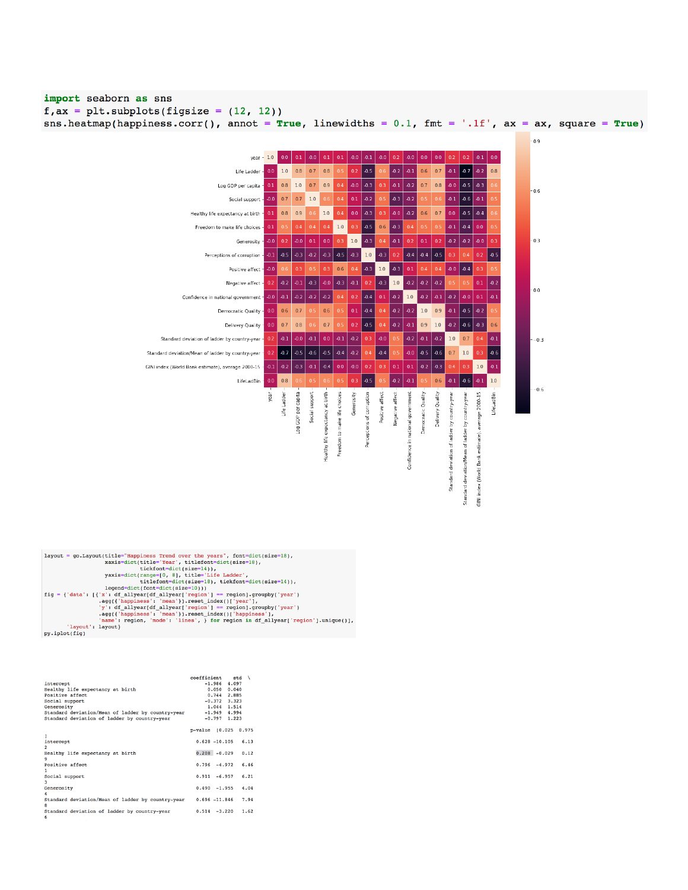```python
import seaborn as sns
f,ax = plt.subplots(figsize = (12, 12))
sns.heatmap(happiness.corr(), annot = True, linewidths = 0.1, fmt = '.1f', ax = ax, square = True)
```

year 1.0 0.0 0.1 -0.0 0.1 0.1 -0.0 -0.1 -0.0 0.2 -0.0 0.0 0.0 0.2 0.2 -0.1 0.0

Life Ladder 0.0 1.0 0.8 0.7 0.8 0.5 0.2 -0.5 0.6 -0.2 -0.1 0.6 0.7 -0.1 -0.7 -0.2 0.8

Log GDP per capita 0.1 0.8 1.0 0.7 0.9 0.4 -0.0 -0.3 0.3 -0.1 -0.2 0.7 0.8 -0.0 -0.5 -0.3 0.6

Social support -0.0 0.7 0.7 1.0 0.6 0.4 0.1 -0.2 0.5 -0.3 -0.2 0.5 0.6 -0.1 -0.6 -0.1 0.5

Healthy life expectancy at birth 0.1 0.8 0.9 0.6 1.0 0.4 0.0 -0.3 0.3 -0.0 -0.2 0.6 0.7 0.0 -0.5 -0.4 0.6

Freedom to make life choices 0.1 0.5 0.4 0.4 0.4 1.0 0.3 -0.5 0.6 -0.3 0.4 0.5 0.5 -0.1 -0.4 0.0 0.5

Generosity -0.0 0.2 -0.0 0.1 0.0 0.3 1.0 -0.3 0.4 -0.1 0.2 0.1 0.2 -0.2 -0.2 -0.0 0.3

Perceptions of corruption -0.1 -0.5 -0.3 -0.2 -0.3 -0.5 -0.3 1.0 -0.3 0.2 -0.4 -0.4 -0.5 0.3 0.4 0.2 -0.5

Positive affect -0.0 0.6 0.3 0.5 0.3 0.6 0.4 -0.3 1.0 -0.3 0.1 0.4 0.4 -0.0 -0.4 0.3 0.5

Negative affect 0.2 -0.2 -0.1 -0.3 -0.0 -0.3 -0.1 0.2 -0.3 1.0 -0.2 -0.2 -0.2 0.5 0.5 0.1 -0.2

Confidence in national government -0.0 -0.1 -0.2 -0.2 -0.2 0.4 0.2 -0.4 0.1 -0.2 1.0 -0.2 -0.1 -0.2 -0.0 0.1 -0.1

Democratic Quality 0.0 0.6 0.7 0.5 0.6 0.5 0.1 -0.4 0.4 -0.2 -0.2 1.0 0.9 -0.1 -0.5 -0.2 0.5

Delivery Quality 0.0 0.7 0.8 0.6 0.7 0.5 0.2 -0.5 0.4 -0.2 -0.1 0.9 1.0 -0.2 -0.6 -0.3 0.6

Standard deviation of ladder by country-year 0.2 -0.1 -0.0 -0.1 0.0 -0.1 -0.2 0.3 -0.0 0.5 -0.2 -0.1 -0.2 1.0 0.7 0.4 -0.1

Standard deviation/Mean of ladder by country-year 0.2 -0.7 -0.5 -0.6 -0.5 -0.4 -0.2 0.4 -0.4 0.5 -0.0 -0.5 -0.6 0.7 1.0 0.3 -0.6

GINI index (World Bank estimate), average 2000-15 -0.1 -0.2 -0.3 -0.1 -0.4 0.0 -0.0 0.2 0.3 0.1 0.1 -0.2 -0.3 0.4 0.3 1.0 -0.1

LifeLadBin 0.0 0.8 0.6 0.5 0.6 0.5 0.3 -0.5 0.5 -0.2 -0.1 0.5 0.6 -0.1 -0.6 -0.1 1.0

year, Life Ladder, Log GDP per capita, Social support, Healthy life expectancy at birth, Freedom to make life choices, Generosity, Perceptions of corruption, Positive affect, Negative affect, Confidence in national government, Democratic Quality, Delivery Quality, Standard deviation of ladder by country-year, Standard deviation/Mean of ladder by country-year, GINI index (World Bank estimate), average 2000-15, LifeLadBin

0.9
0.6
0.3
0.0
-0.3
-0.6

```python
layout = go.Layout(title="Happiness Trend over the years", font=dict(size=18),
                   xaxis=dict(title='Year', titlefont=dict(size=18),
                              tickfont=dict(size=14)),
                   yaxis=dict(range=[0, 8], title='Life Ladder',
                              titlefont=dict(size=18), tickfont=dict(size=14)),
                   legend=dict(font=dict(size=10)))
fig = {'data': [{'x': df_allyear[df_allyear['region'] == region].groupby('year')
                .agg({'happiness': 'mean'}).reset_index()['year'],
                'y': df_allyear[df_allyear['region'] == region].groupby('year')
                .agg({'happiness': 'mean'}).reset_index()['happiness'],
                'name': region, 'mode': 'lines', } for region in df_allyear['region'].unique()],
       'layout': layout}
py.iplot(fig)
```

```
                                                   coefficient    std  \
intercept                                               -1.986  4.097
Healthy life expectancy at birth                         0.050  0.040
Positive affect                                          0.744  2.885
Social support                                          -0.372  3.323
Generosity                                               1.044  1.514
Standard deviation/Mean of ladder by country-year       -1.949  4.994
Standard deviation of ladder by country-year            -0.797  1.223

                                                   p-value  [0.025  0.975
1
intercept                                            0.628 -10.105   6.13
2
Healthy life expectancy at birth                     0.208  -0.029   0.12
9
Positive affect                                      0.796  -4.972   6.46
1
Social support                                       0.911  -6.957   6.21
3
Generosity                                           0.490  -1.955   4.04
4
Standard deviation/Mean of ladder by country-year    0.696 -11.846   7.94
8
Standard deviation of ladder by country-year         0.514  -3.220   1.62
6
```